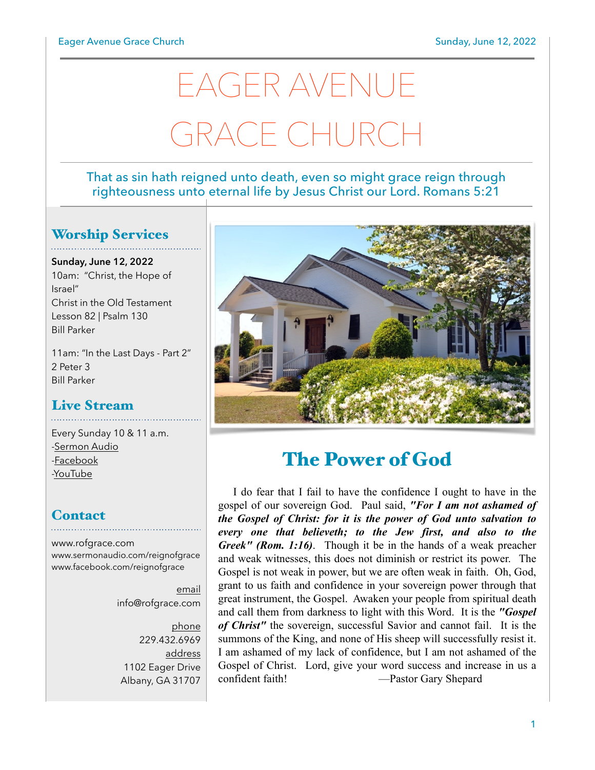# EAGER AVENUE GRACE CHURCH

That as sin hath reigned unto death, even so might grace reign through righteousness unto eternal life by Jesus Christ our Lord. Romans 5:21

## Worship Services

**Sunday, June 12, 2022**

10am: "Christ, the Hope of Israel"
Christ in the Old Testament
Lesson 82 | Psalm 130
Bill Parker

11am: "In the Last Days - Part 2"
2 Peter 3
Bill Parker

## Live Stream

Every Sunday 10 & 11 a.m.
-Sermon Audio
-Facebook
-YouTube

## Contact

www.rofgrace.com
www.sermonaudio.com/reignofgrace
www.facebook.com/reignofgrace

email
info@rofgrace.com

phone
229.432.6969

address
1102 Eager Drive
Albany, GA 31707

## The Power of God

I do fear that I fail to have the confidence I ought to have in the gospel of our sovereign God. Paul said, ***"For I am not ashamed of the Gospel of Christ: for it is the power of God unto salvation to every one that believeth; to the Jew first, and also to the Greek" (Rom. 1:16)***. Though it be in the hands of a weak preacher and weak witnesses, this does not diminish or restrict its power. The Gospel is not weak in power, but we are often weak in faith. Oh, God, grant to us faith and confidence in your sovereign power through that great instrument, the Gospel. Awaken your people from spiritual death and call them from darkness to light with this Word. It is the ***"Gospel of Christ"*** the sovereign, successful Savior and cannot fail. It is the summons of the King, and none of His sheep will successfully resist it. I am ashamed of my lack of confidence, but I am not ashamed of the Gospel of Christ. Lord, give your word success and increase in us a confident faith! —Pastor Gary Shepard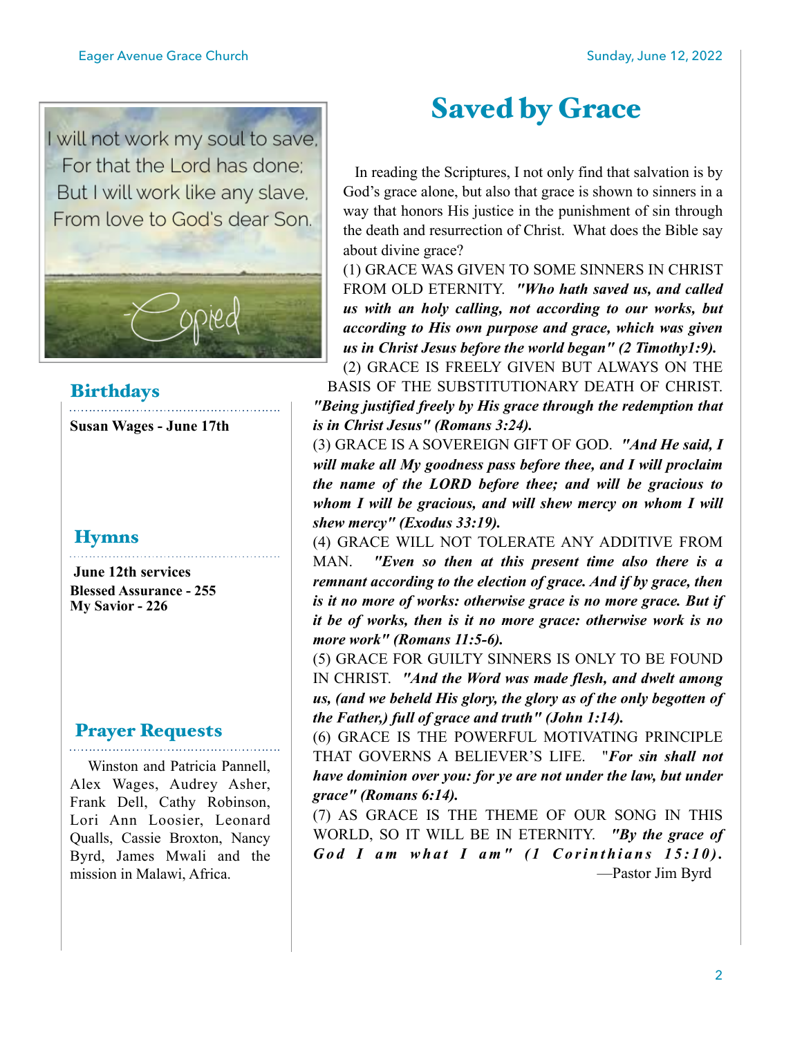I will not work my soul to save,
For that the Lord has done;
But I will work like any slave,
From love to God's dear Son.

-Copied

## Birthdays

**Susan Wages - June 17th**

## Hymns

**June 12th services**
**Blessed Assurance - 255**
**My Savior - 226**

## Prayer Requests

Winston and Patricia Pannell, Alex Wages, Audrey Asher, Frank Dell, Cathy Robinson, Lori Ann Loosier, Leonard Qualls, Cassie Broxton, Nancy Byrd, James Mwali and the mission in Malawi, Africa.

# Saved by Grace

In reading the Scriptures, I not only find that salvation is by God's grace alone, but also that grace is shown to sinners in a way that honors His justice in the punishment of sin through the death and resurrection of Christ. What does the Bible say about divine grace?

(1) GRACE WAS GIVEN TO SOME SINNERS IN CHRIST FROM OLD ETERNITY. ***"Who hath saved us, and called us with an holy calling, not according to our works, but according to His own purpose and grace, which was given us in Christ Jesus before the world began" (2 Timothy1:9).***

(2) GRACE IS FREELY GIVEN BUT ALWAYS ON THE BASIS OF THE SUBSTITUTIONARY DEATH OF CHRIST. ***"Being justified freely by His grace through the redemption that is in Christ Jesus" (Romans 3:24).***

(3) GRACE IS A SOVEREIGN GIFT OF GOD. ***"And He said, I will make all My goodness pass before thee, and I will proclaim the name of the LORD before thee; and will be gracious to whom I will be gracious, and will shew mercy on whom I will shew mercy" (Exodus 33:19).***

(4) GRACE WILL NOT TOLERATE ANY ADDITIVE FROM MAN. ***"Even so then at this present time also there is a remnant according to the election of grace. And if by grace, then is it no more of works: otherwise grace is no more grace. But if it be of works, then is it no more grace: otherwise work is no more work" (Romans 11:5-6).***

(5) GRACE FOR GUILTY SINNERS IS ONLY TO BE FOUND IN CHRIST. ***"And the Word was made flesh, and dwelt among us, (and we beheld His glory, the glory as of the only begotten of the Father,) full of grace and truth" (John 1:14).***

(6) GRACE IS THE POWERFUL MOTIVATING PRINCIPLE THAT GOVERNS A BELIEVER'S LIFE. "***For sin shall not have dominion over you: for ye are not under the law, but under grace" (Romans 6:14).***

(7) AS GRACE IS THE THEME OF OUR SONG IN THIS WORLD, SO IT WILL BE IN ETERNITY. ***"By the grace of God I am what I am" (1 Corinthians 15:10).***

—Pastor Jim Byrd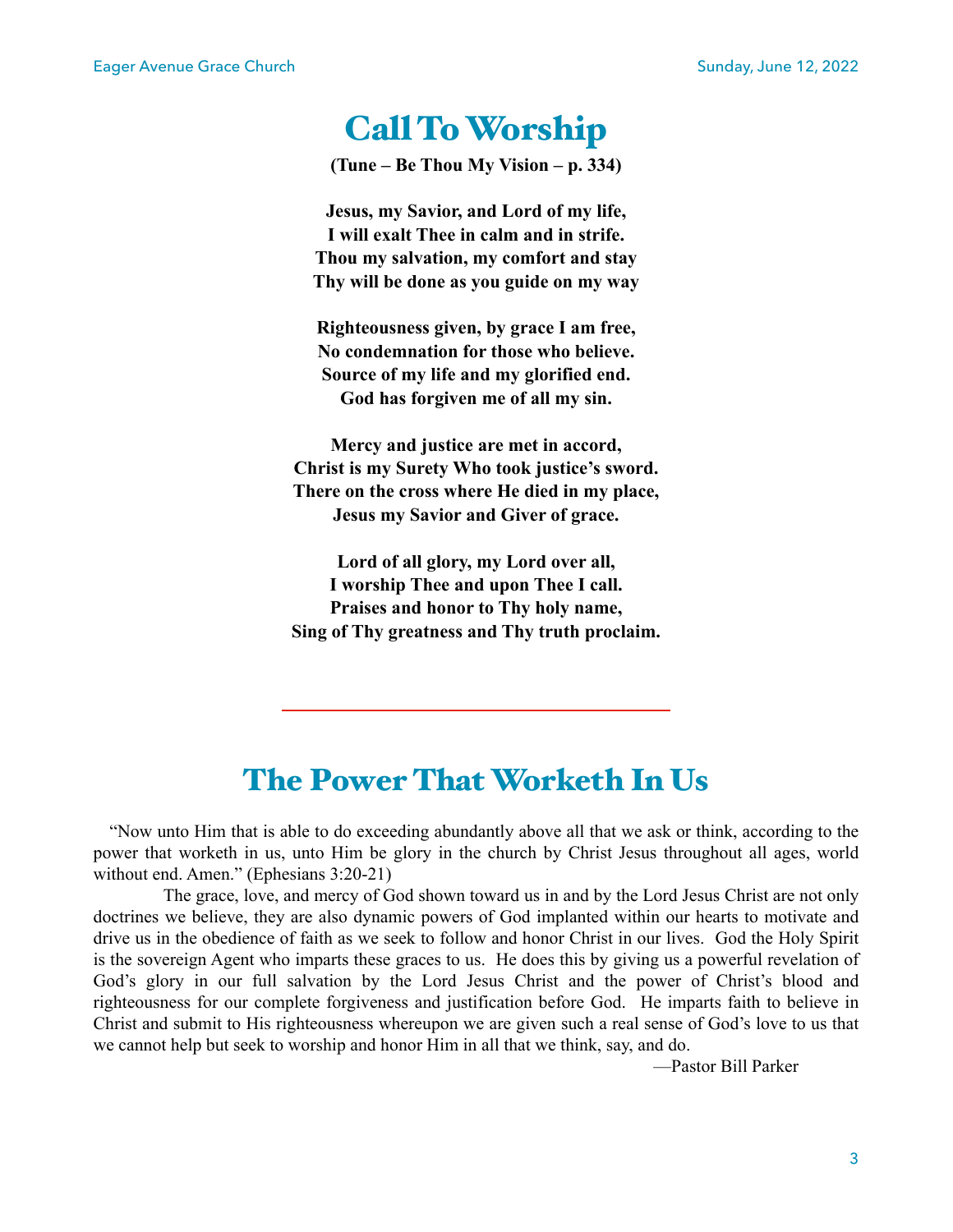# Call To Worship

**(Tune – Be Thou My Vision – p. 334)**

**Jesus, my Savior, and Lord of my life,**
**I will exalt Thee in calm and in strife.**
**Thou my salvation, my comfort and stay**
**Thy will be done as you guide on my way**

**Righteousness given, by grace I am free,**
**No condemnation for those who believe.**
**Source of my life and my glorified end.**
**God has forgiven me of all my sin.**

**Mercy and justice are met in accord,**
**Christ is my Surety Who took justice's sword.**
**There on the cross where He died in my place,**
**Jesus my Savior and Giver of grace.**

**Lord of all glory, my Lord over all,**
**I worship Thee and upon Thee I call.**
**Praises and honor to Thy holy name,**
**Sing of Thy greatness and Thy truth proclaim.**

---

# The Power That Worketh In Us

"Now unto Him that is able to do exceeding abundantly above all that we ask or think, according to the power that worketh in us, unto Him be glory in the church by Christ Jesus throughout all ages, world without end. Amen." (Ephesians 3:20-21)

The grace, love, and mercy of God shown toward us in and by the Lord Jesus Christ are not only doctrines we believe, they are also dynamic powers of God implanted within our hearts to motivate and drive us in the obedience of faith as we seek to follow and honor Christ in our lives. God the Holy Spirit is the sovereign Agent who imparts these graces to us. He does this by giving us a powerful revelation of God's glory in our full salvation by the Lord Jesus Christ and the power of Christ's blood and righteousness for our complete forgiveness and justification before God. He imparts faith to believe in Christ and submit to His righteousness whereupon we are given such a real sense of God's love to us that we cannot help but seek to worship and honor Him in all that we think, say, and do.

—Pastor Bill Parker